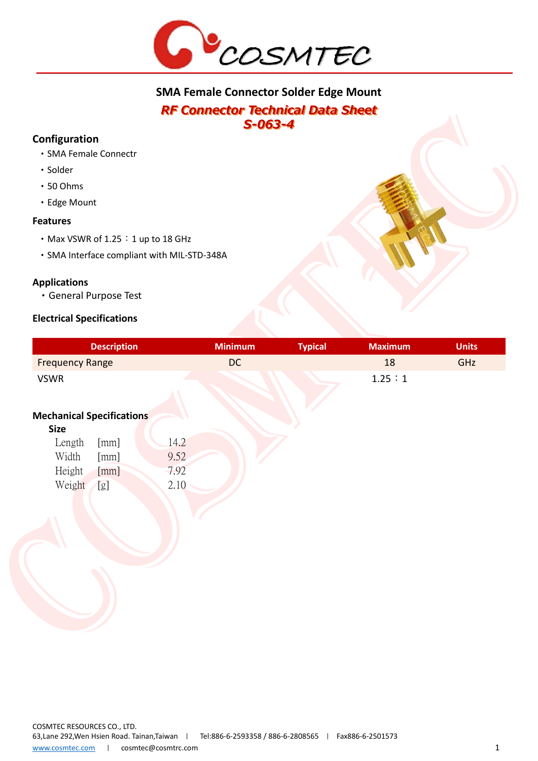# SMA Female Connector Solder Edge Mount

## *RF Connector Technical Data Sheet*

## *S-063-4*

### Configuration

- SMA Female Connectr
- Solder
- 50 Ohms
- Edge Mount

### Features

- Max VSWR of 1.25：1 up to 18 GHz
- SMA Interface compliant with MIL-STD-348A

### Applications

- General Purpose Test

### Electrical Specifications

| Description | Minimum | Typical | Maximum | Units |
|---|---|---|---|---|
| Frequency Range | DC | | 18 | GHz |
| VSWR | | | 1.25：1 | |

### Mechanical Specifications

**Size**

| | | |
|---|---|---|
| Length | [mm] | 14.2 |
| Width | [mm] | 9.52 |
| Height | [mm] | 7.92 |
| Weight | [g] | 2.10 |

COSMTEC RESOURCES CO., LTD.
63,Lane 292,Wen Hsien Road. Tainan,Taiwan | Tel:886-6-2593358 / 886-6-2808565 | Fax886-6-2501573
www.cosmtec.com | cosmtec@cosmtrc.com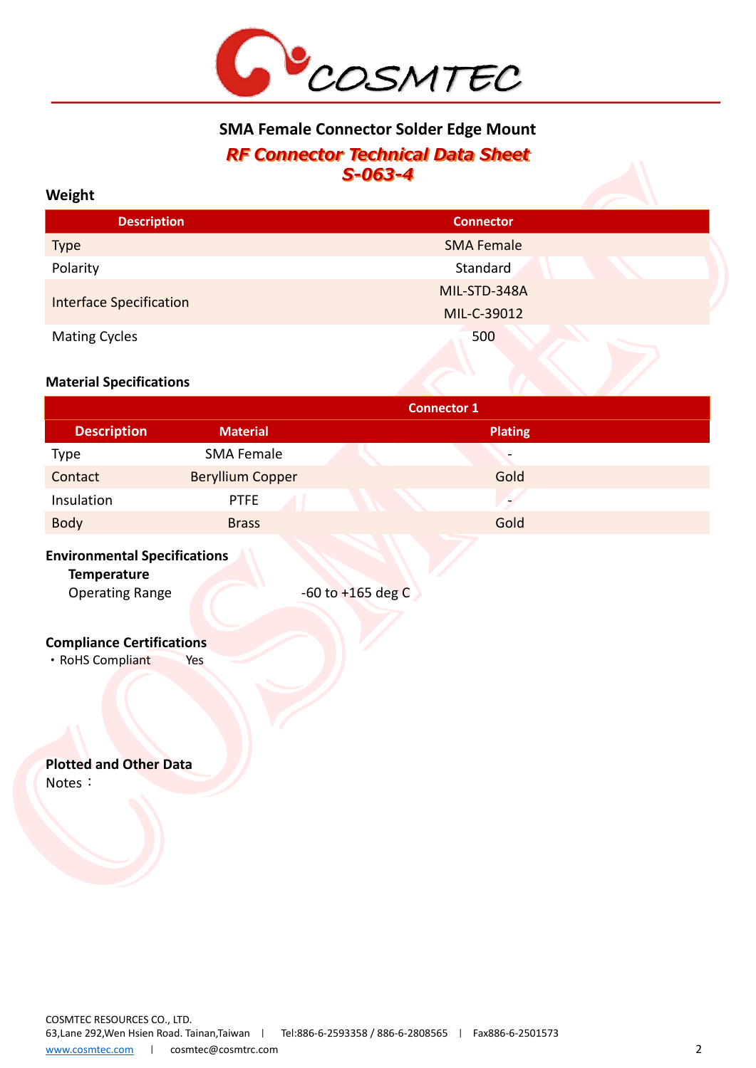# SMA Female Connector Solder Edge Mount

## *RF Connector Technical Data Sheet*
## *S-063-4*

### Weight

| Description | Connector |
|---|---|
| Type | SMA Female |
| Polarity | Standard |
| Interface Specification | MIL-STD-348A<br>MIL-C-39012 |
| Mating Cycles | 500 |

### Material Specifications

| | | Connector 1 |
|---|---|---|
| **Description** | **Material** | **Plating** |
| Type | SMA Female | - |
| Contact | Beryllium Copper | Gold |
| Insulation | PTFE | - |
| Body | Brass | Gold |

### Environmental Specifications

**Temperature**

Operating Range -60 to +165 deg C

### Compliance Certifications

- RoHS Compliant Yes

### Plotted and Other Data

Notes：

COSMTEC RESOURCES CO., LTD.
63,Lane 292,Wen Hsien Road. Tainan,Taiwan | Tel:886-6-2593358 / 886-6-2808565 | Fax886-6-2501573
www.cosmtec.com | cosmtec@cosmtrc.com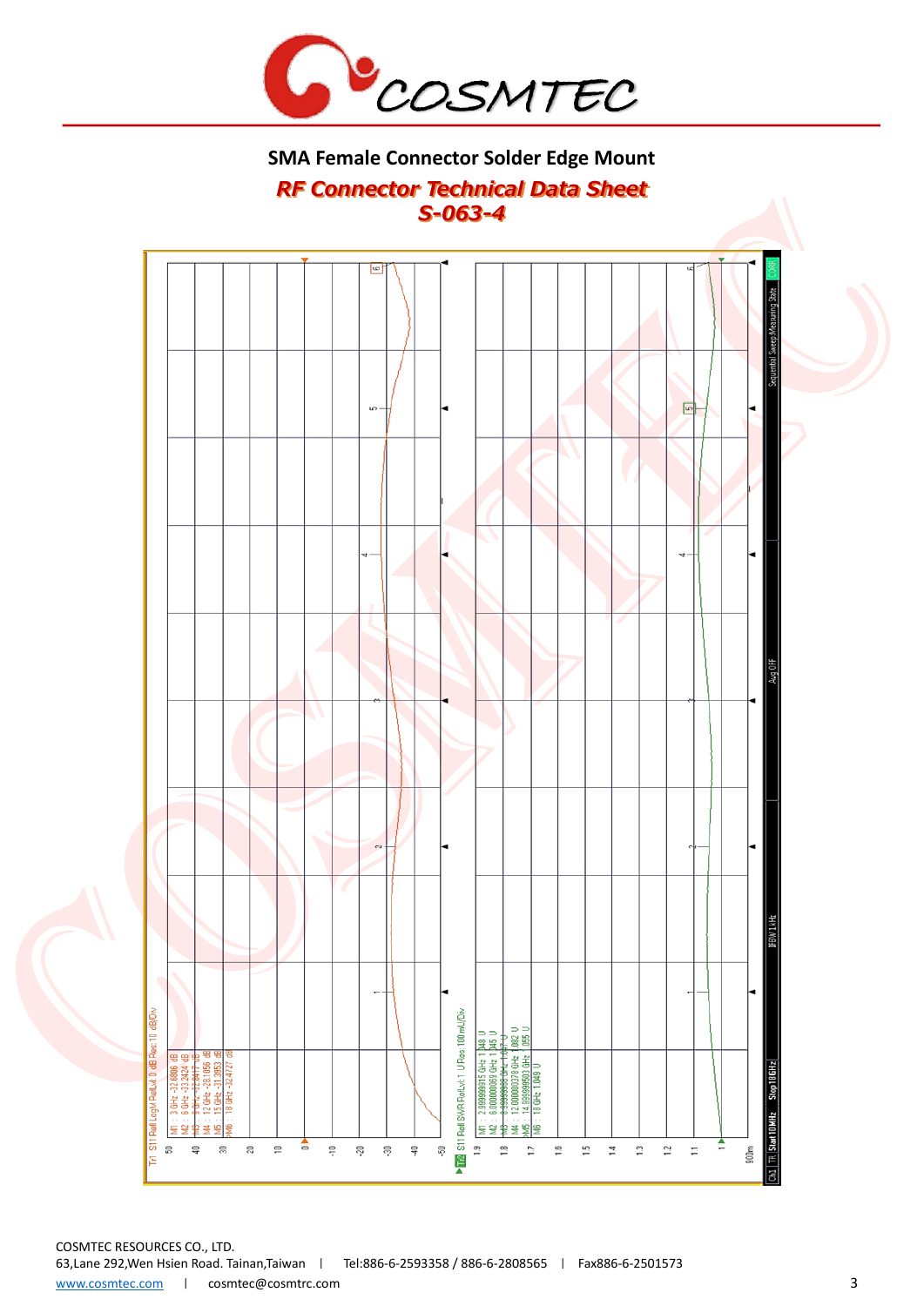## SMA Female Connector Solder Edge Mount

***RF Connector Technical Data Sheet***

***S-063-4***

Tr1 S11 Refl LogM Ref Lvl: 0 dB Res: 10 dB/Div

M1 : 3 GHz -32.6806 dB
M2 : 6 GHz -33.2424 dB
M3 : 9 GHz -33.8417 dB
M4 : 12 GHz -28.1056 dB
M5 : 15 GHz -31.3953 dB
M6 : 18 GHz -32.4727 dB

Tr2 S11 Refl SWR Ref Lvl: 1 U Res: 100 mU/Div

M1 : 2.999999915 GHz 1.048 U
M2 : 6.000000069 GHz 1.045 U
M3 : 8.999999988 GHz 1.037 U
M4 : 12.000000378 GHz 1.082 U
M5 : 14.999999503 GHz 1.055 U
M6 : 18 GHz 1.049 U

Ch1 TR Start 10 MHz Stop 18 GHz IFBW 1 kHz Avg OFF Sequential Sweep Measuring State CORR

COSMTEC RESOURCES CO., LTD.
63,Lane 292,Wen Hsien Road. Tainan,Taiwan | Tel:886-6-2593358 / 886-6-2808565 | Fax886-6-2501573
www.cosmtec.com | cosmtec@cosmtrc.com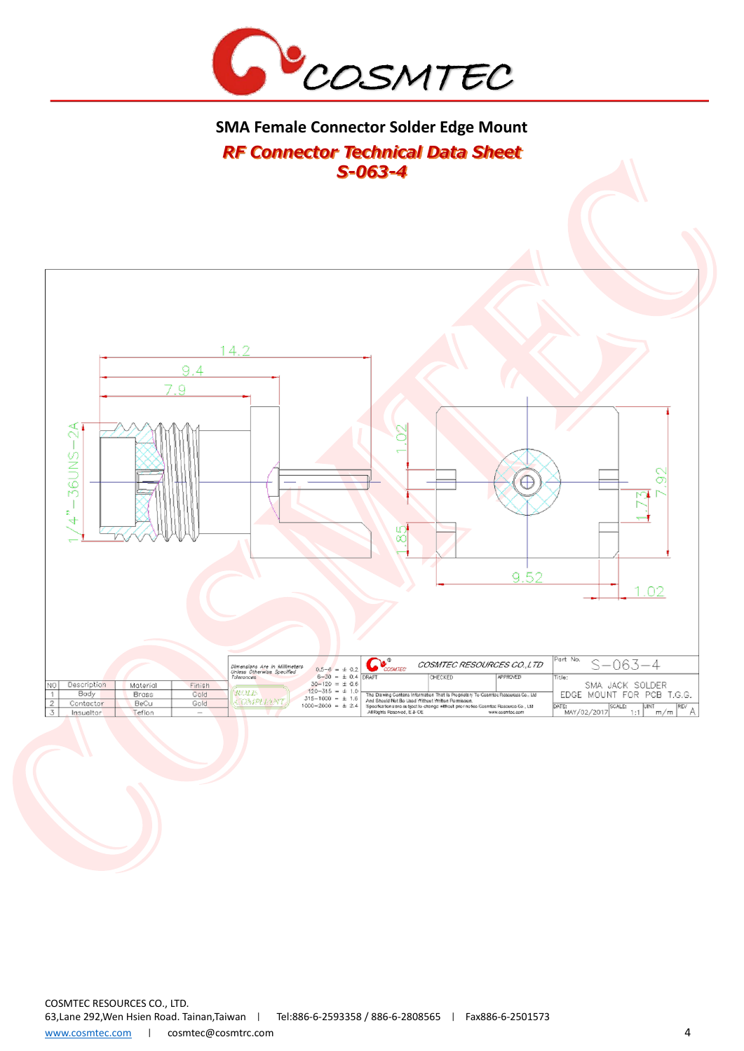# SMA Female Connector Solder Edge Mount

## *RF Connector Technical Data Sheet*

## *S-063-4*

14.2
9.4
7.9
1/4"-36UNS-2A
1.02
1.85
7.92
1.73
9.52
1.02

| NO | Description | Material | Finish |
|---|---|---|---|
| 1 | Body | Brass | Gold |
| 2 | Contactor | BeCu | Gold |
| 3 | Insualtor | Teflon | — |

Dimensions Are In Millimeters Unless Otherwise Specified Tolerances

0.5~6 = ± 0.2
6~30 = ± 0.4
30~120 = ± 0.6
120~315 = ± 1.0
315~1000 = ± 1.6
1000~2000 = ± 2.4

RoHS COMPLIANT

COSMTEC RESOURCES CO.,LTD

DRAFT | CHECKED | APPROVED

The Drawing Contains Information That Is Proprietary To Cosmtec Resources Co., Ltd And Should Not Be Used Without Written Permission. Specifications are subject to change without prior notice Cosmtec Resources Co., Ltd All Rights Reserved, E & OE www.cosmtec.com

Part No. S-063-4

Title: SMA JACK SOLDER EDGE MOUNT FOR PCB T.G.G.

DATE: MAY/02/2017 | SCALE: 1:1 | UNIT m/m | REV A

COSMTEC RESOURCES CO., LTD.
63,Lane 292,Wen Hsien Road. Tainan,Taiwan | Tel:886-6-2593358 / 886-6-2808565 | Fax886-6-2501573
www.cosmtec.com | cosmtec@cosmtrc.com